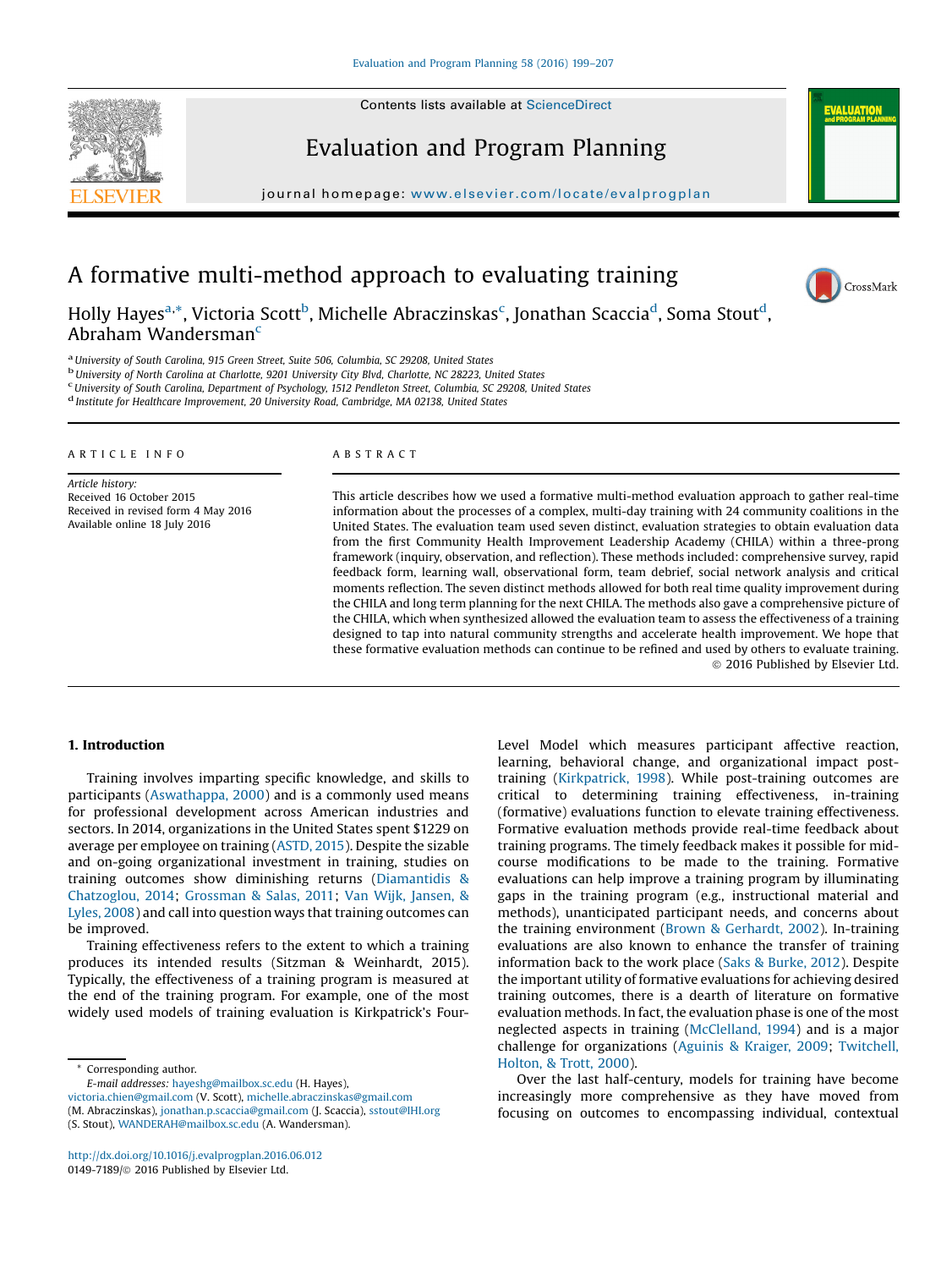# A formative multi-method approach to evaluating training

Holly Hayes[a,*], Victoria Scott[b], Michelle Abraczinskas[c], Jonathan Scaccia[d], Soma Stout[d], Abraham Wandersman[c]

[a] University of South Carolina, 915 Green Street, Suite 506, Columbia, SC 29208, United States
[b] University of North Carolina at Charlotte, 9201 University City Blvd, Charlotte, NC 28223, United States
[c] University of South Carolina, Department of Psychology, 1512 Pendleton Street, Columbia, SC 29208, United States
[d] Institute for Healthcare Improvement, 20 University Road, Cambridge, MA 02138, United States

## ARTICLE INFO

*Article history:*
Received 16 October 2015
Received in revised form 4 May 2016
Available online 18 July 2016

## ABSTRACT

This article describes how we used a formative multi-method evaluation approach to gather real-time information about the processes of a complex, multi-day training with 24 community coalitions in the United States. The evaluation team used seven distinct, evaluation strategies to obtain evaluation data from the first Community Health Improvement Leadership Academy (CHILA) within a three-prong framework (inquiry, observation, and reflection). These methods included: comprehensive survey, rapid feedback form, learning wall, observational form, team debrief, social network analysis and critical moments reflection. The seven distinct methods allowed for both real time quality improvement during the CHILA and long term planning for the next CHILA. The methods also gave a comprehensive picture of the CHILA, which when synthesized allowed the evaluation team to assess the effectiveness of a training designed to tap into natural community strengths and accelerate health improvement. We hope that these formative evaluation methods can continue to be refined and used by others to evaluate training.

© 2016 Published by Elsevier Ltd.

## 1. Introduction

Training involves imparting specific knowledge, and skills to participants (Aswathappa, 2000) and is a commonly used means for professional development across American industries and sectors. In 2014, organizations in the United States spent $1229 on average per employee on training (ASTD, 2015). Despite the sizable and on-going organizational investment in training, studies on training outcomes show diminishing returns (Diamantidis & Chatzoglou, 2014; Grossman & Salas, 2011; Van Wijk, Jansen, & Lyles, 2008) and call into question ways that training outcomes can be improved.

Training effectiveness refers to the extent to which a training produces its intended results (Sitzman & Weinhardt, 2015). Typically, the effectiveness of a training program is measured at the end of the training program. For example, one of the most widely used models of training evaluation is Kirkpatrick's Four-Level Model which measures participant affective reaction, learning, behavioral change, and organizational impact post-training (Kirkpatrick, 1998). While post-training outcomes are critical to determining training effectiveness, in-training (formative) evaluations function to elevate training effectiveness. Formative evaluation methods provide real-time feedback about training programs. The timely feedback makes it possible for mid-course modifications to be made to the training. Formative evaluations can help improve a training program by illuminating gaps in the training program (e.g., instructional material and methods), unanticipated participant needs, and concerns about the training environment (Brown & Gerhardt, 2002). In-training evaluations are also known to enhance the transfer of training information back to the work place (Saks & Burke, 2012). Despite the important utility of formative evaluations for achieving desired training outcomes, there is a dearth of literature on formative evaluation methods. In fact, the evaluation phase is one of the most neglected aspects in training (McClelland, 1994) and is a major challenge for organizations (Aguinis & Kraiger, 2009; Twitchell, Holton, & Trott, 2000).

Over the last half-century, models for training have become increasingly more comprehensive as they have moved from focusing on outcomes to encompassing individual, contextual

---

\* Corresponding author.
E-mail addresses: hayeshg@mailbox.sc.edu (H. Hayes), victoria.chien@gmail.com (V. Scott), michelle.abraczinskas@gmail.com (M. Abraczinskas), jonathan.p.scaccia@gmail.com (J. Scaccia), sstout@IHI.org (S. Stout), WANDERAH@mailbox.sc.edu (A. Wandersman).

http://dx.doi.org/10.1016/j.evalprogplan.2016.06.012
0149-7189/© 2016 Published by Elsevier Ltd.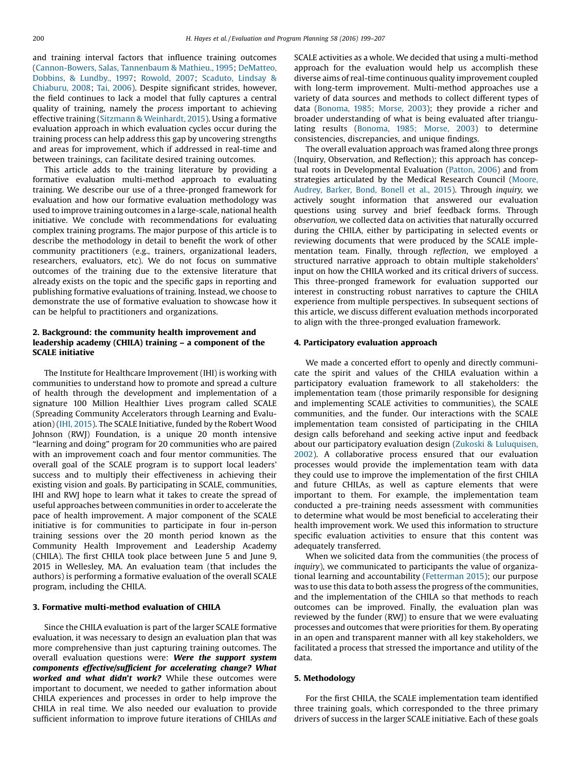and training interval factors that influence training outcomes (Cannon-Bowers, Salas, Tannenbaum & Mathieu., 1995; DeMatteo, Dobbins, & Lundby., 1997; Rowold, 2007; Scaduto, Lindsay & Chiaburu, 2008; Tai, 2006). Despite significant strides, however, the field continues to lack a model that fully captures a central quality of training, namely the *process* important to achieving effective training (Sitzmann & Weinhardt, 2015). Using a formative evaluation approach in which evaluation cycles occur during the training process can help address this gap by uncovering strengths and areas for improvement, which if addressed in real-time and between trainings, can facilitate desired training outcomes.

This article adds to the training literature by providing a formative evaluation multi-method approach to evaluating training. We describe our use of a three-pronged framework for evaluation and how our formative evaluation methodology was used to improve training outcomes in a large-scale, national health initiative. We conclude with recommendations for evaluating complex training programs. The major purpose of this article is to describe the methodology in detail to benefit the work of other community practitioners (e.g., trainers, organizational leaders, researchers, evaluators, etc). We do not focus on summative outcomes of the training due to the extensive literature that already exists on the topic and the specific gaps in reporting and publishing formative evaluations of training. Instead, we choose to demonstrate the use of formative evaluation to showcase how it can be helpful to practitioners and organizations.

## 2. Background: the community health improvement and leadership academy (CHILA) training – a component of the SCALE initiative

The Institute for Healthcare Improvement (IHI) is working with communities to understand how to promote and spread a culture of health through the development and implementation of a signature 100 Million Healthier Lives program called SCALE (Spreading Community Accelerators through Learning and Evaluation) (IHI, 2015). The SCALE Initiative, funded by the Robert Wood Johnson (RWJ) Foundation, is a unique 20 month intensive "learning and doing" program for 20 communities who are paired with an improvement coach and four mentor communities. The overall goal of the SCALE program is to support local leaders' success and to multiply their effectiveness in achieving their existing vision and goals. By participating in SCALE, communities, IHI and RWJ hope to learn what it takes to create the spread of useful approaches between communities in order to accelerate the pace of health improvement. A major component of the SCALE initiative is for communities to participate in four in-person training sessions over the 20 month period known as the Community Health Improvement and Leadership Academy (CHILA). The first CHILA took place between June 5 and June 9, 2015 in Wellesley, MA. An evaluation team (that includes the authors) is performing a formative evaluation of the overall SCALE program, including the CHILA.

## 3. Formative multi-method evaluation of CHILA

Since the CHILA evaluation is part of the larger SCALE formative evaluation, it was necessary to design an evaluation plan that was more comprehensive than just capturing training outcomes. The overall evaluation questions were: ***Were the support system components effective/sufficient for accelerating change? What worked and what didn't work?*** While these outcomes were important to document, we needed to gather information about CHILA experiences and processes in order to help improve the CHILA in real time. We also needed our evaluation to provide sufficient information to improve future iterations of CHILAs *and* SCALE activities as a whole. We decided that using a multi-method approach for the evaluation would help us accomplish these diverse aims of real-time continuous quality improvement coupled with long-term improvement. Multi-method approaches use a variety of data sources and methods to collect different types of data (Bonoma, 1985; Morse, 2003); they provide a richer and broader understanding of what is being evaluated after triangulating results (Bonoma, 1985; Morse, 2003) to determine consistencies, discrepancies, and unique findings.

The overall evaluation approach was framed along three prongs (Inquiry, Observation, and Reflection); this approach has conceptual roots in Developmental Evaluation (Patton, 2006) and from strategies articulated by the Medical Research Council (Moore, Audrey, Barker, Bond, Bonell et al., 2015). Through *inquiry,* we actively sought information that answered our evaluation questions using survey and brief feedback forms. Through *observation,* we collected data on activities that naturally occurred during the CHILA, either by participating in selected events or reviewing documents that were produced by the SCALE implementation team. Finally, through *reflection*, we employed a structured narrative approach to obtain multiple stakeholders' input on how the CHILA worked and its critical drivers of success. This three-pronged framework for evaluation supported our interest in constructing robust narratives to capture the CHILA experience from multiple perspectives. In subsequent sections of this article, we discuss different evaluation methods incorporated to align with the three-pronged evaluation framework.

## 4. Participatory evaluation approach

We made a concerted effort to openly and directly communicate the spirit and values of the CHILA evaluation within a participatory evaluation framework to all stakeholders: the implementation team (those primarily responsible for designing and implementing SCALE activities to communities), the SCALE communities, and the funder. Our interactions with the SCALE implementation team consisted of participating in the CHILA design calls beforehand and seeking active input and feedback about our participatory evaluation design (Zukoski & Luluquisen, 2002). A collaborative process ensured that our evaluation processes would provide the implementation team with data they could use to improve the implementation of the first CHILA and future CHILAs, as well as capture elements that were important to them. For example, the implementation team conducted a pre-training needs assessment with communities to determine what would be most beneficial to accelerating their health improvement work. We used this information to structure specific evaluation activities to ensure that this content was adequately transferred.

When we solicited data from the communities (the process of *inquiry*), we communicated to participants the value of organizational learning and accountability (Fetterman 2015); our purpose was to use this data to both assess the progress of the communities, and the implementation of the CHILA so that methods to reach outcomes can be improved. Finally, the evaluation plan was reviewed by the funder (RWJ) to ensure that we were evaluating processes and outcomes that were priorities for them. By operating in an open and transparent manner with all key stakeholders, we facilitated a process that stressed the importance and utility of the data.

## 5. Methodology

For the first CHILA, the SCALE implementation team identified three training goals, which corresponded to the three primary drivers of success in the larger SCALE initiative. Each of these goals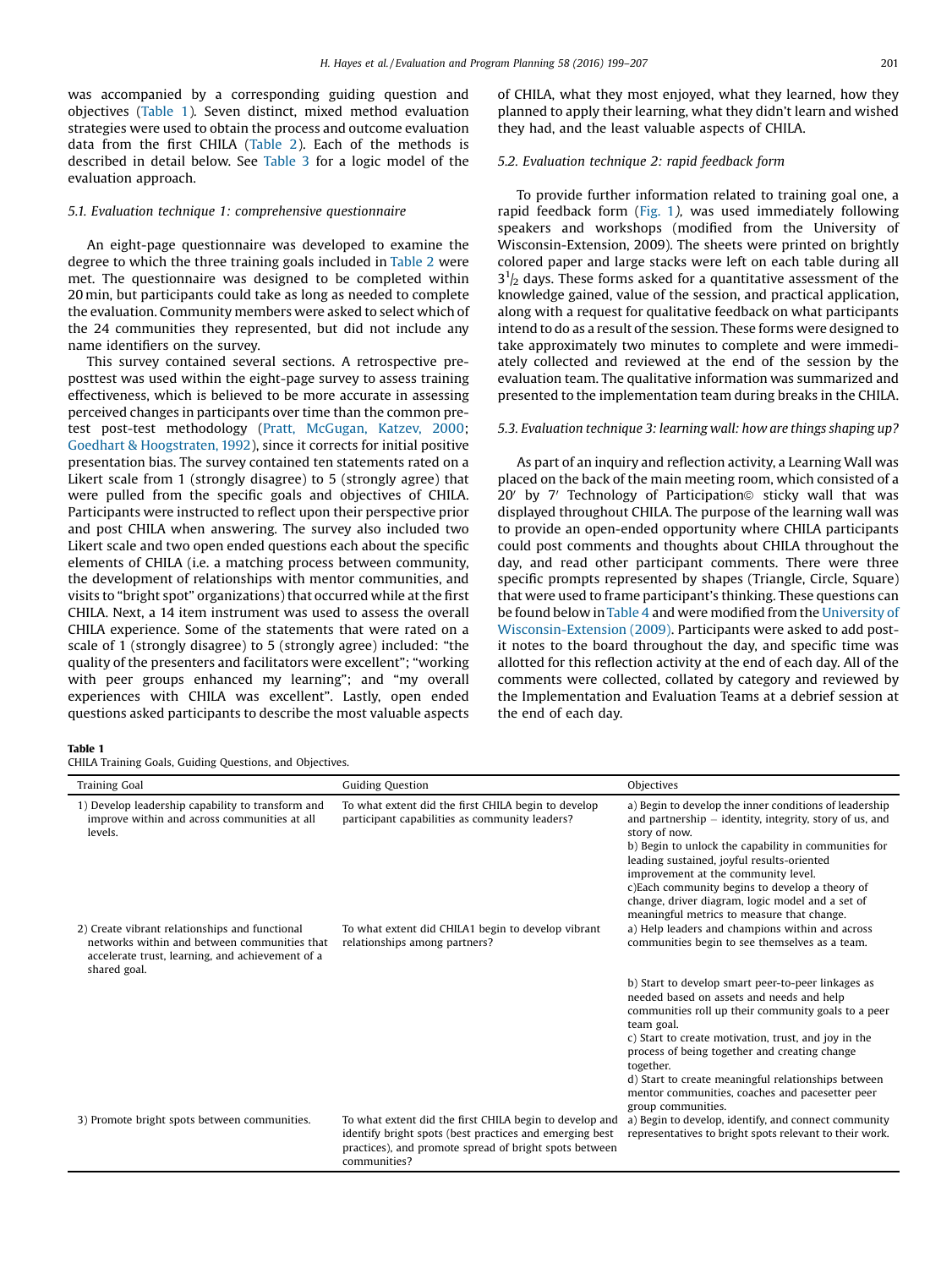was accompanied by a corresponding guiding question and objectives (Table 1). Seven distinct, mixed method evaluation strategies were used to obtain the process and outcome evaluation data from the first CHILA (Table 2). Each of the methods is described in detail below. See Table 3 for a logic model of the evaluation approach.

### 5.1. Evaluation technique 1: comprehensive questionnaire

An eight-page questionnaire was developed to examine the degree to which the three training goals included in Table 2 were met. The questionnaire was designed to be completed within 20 min, but participants could take as long as needed to complete the evaluation. Community members were asked to select which of the 24 communities they represented, but did not include any name identifiers on the survey.

This survey contained several sections. A retrospective pre-posttest was used within the eight-page survey to assess training effectiveness, which is believed to be more accurate in assessing perceived changes in participants over time than the common pre-test post-test methodology (Pratt, McGugan, Katzev, 2000; Goedhart & Hoogstraten, 1992), since it corrects for initial positive presentation bias. The survey contained ten statements rated on a Likert scale from 1 (strongly disagree) to 5 (strongly agree) that were pulled from the specific goals and objectives of CHILA. Participants were instructed to reflect upon their perspective prior and post CHILA when answering. The survey also included two Likert scale and two open ended questions each about the specific elements of CHILA (i.e. a matching process between community, the development of relationships with mentor communities, and visits to "bright spot" organizations) that occurred while at the first CHILA. Next, a 14 item instrument was used to assess the overall CHILA experience. Some of the statements that were rated on a scale of 1 (strongly disagree) to 5 (strongly agree) included: "the quality of the presenters and facilitators were excellent"; "working with peer groups enhanced my learning"; and "my overall experiences with CHILA was excellent". Lastly, open ended questions asked participants to describe the most valuable aspects of CHILA, what they most enjoyed, what they learned, how they planned to apply their learning, what they didn't learn and wished they had, and the least valuable aspects of CHILA.

### 5.2. Evaluation technique 2: rapid feedback form

To provide further information related to training goal one, a rapid feedback form (Fig. 1), was used immediately following speakers and workshops (modified from the University of Wisconsin-Extension, 2009). The sheets were printed on brightly colored paper and large stacks were left on each table during all $3^1/_2$ days. These forms asked for a quantitative assessment of the knowledge gained, value of the session, and practical application, along with a request for qualitative feedback on what participants intend to do as a result of the session. These forms were designed to take approximately two minutes to complete and were immediately collected and reviewed at the end of the session by the evaluation team. The qualitative information was summarized and presented to the implementation team during breaks in the CHILA.

### 5.3. Evaluation technique 3: learning wall: how are things shaping up?

As part of an inquiry and reflection activity, a Learning Wall was placed on the back of the main meeting room, which consisted of a 20′ by 7′ Technology of Participation© sticky wall that was displayed throughout CHILA. The purpose of the learning wall was to provide an open-ended opportunity where CHILA participants could post comments and thoughts about CHILA throughout the day, and read other participant comments. There were three specific prompts represented by shapes (Triangle, Circle, Square) that were used to frame participant's thinking. These questions can be found below in Table 4 and were modified from the University of Wisconsin-Extension (2009). Participants were asked to add post-it notes to the board throughout the day, and specific time was allotted for this reflection activity at the end of each day. All of the comments were collected, collated by category and reviewed by the Implementation and Evaluation Teams at a debrief session at the end of each day.

**Table 1**
CHILA Training Goals, Guiding Questions, and Objectives.

| Training Goal | Guiding Question | Objectives |
|---|---|---|
| 1) Develop leadership capability to transform and improve within and across communities at all levels. | To what extent did the first CHILA begin to develop participant capabilities as community leaders? | a) Begin to develop the inner conditions of leadership and partnership – identity, integrity, story of us, and story of now.<br>b) Begin to unlock the capability in communities for leading sustained, joyful results-oriented improvement at the community level.<br>c)Each community begins to develop a theory of change, driver diagram, logic model and a set of meaningful metrics to measure that change. |
| 2) Create vibrant relationships and functional networks within and between communities that accelerate trust, learning, and achievement of a shared goal. | To what extent did CHILA1 begin to develop vibrant relationships among partners? | a) Help leaders and champions within and across communities begin to see themselves as a team.<br>b) Start to develop smart peer-to-peer linkages as needed based on assets and needs and help communities roll up their community goals to a peer team goal.<br>c) Start to create motivation, trust, and joy in the process of being together and creating change together.<br>d) Start to create meaningful relationships between mentor communities, coaches and pacesetter peer group communities. |
| 3) Promote bright spots between communities. | To what extent did the first CHILA begin to develop and identify bright spots (best practices and emerging best practices), and promote spread of bright spots between communities? | a) Begin to develop, identify, and connect community representatives to bright spots relevant to their work. |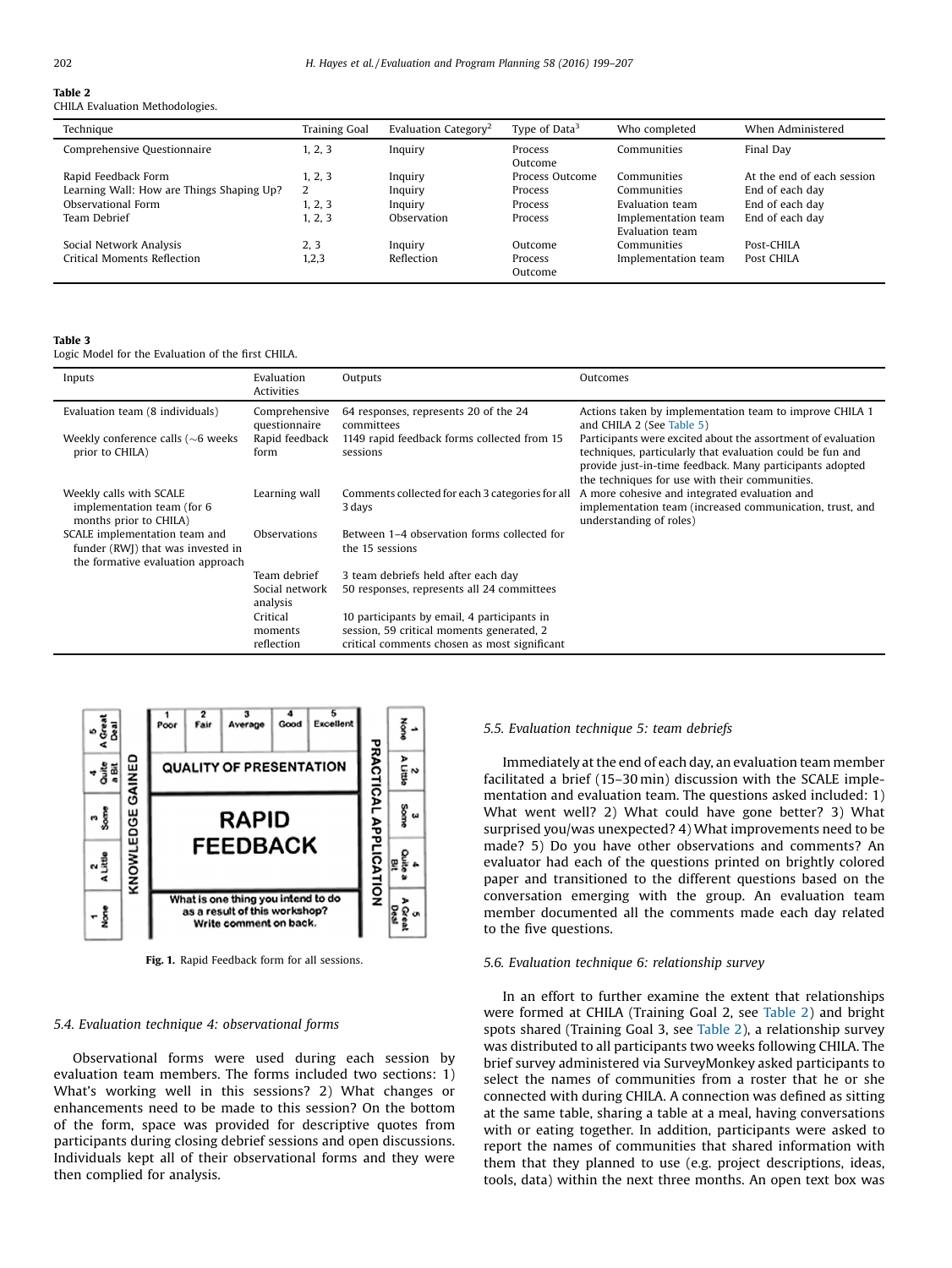**Table 2**
CHILA Evaluation Methodologies.

| Technique | Training Goal | Evaluation Category[2] | Type of Data[3] | Who completed | When Administered |
|---|---|---|---|---|---|
| Comprehensive Questionnaire | 1, 2, 3 | Inquiry | Process Outcome | Communities | Final Day |
| Rapid Feedback Form | 1, 2, 3 | Inquiry | Process Outcome | Communities | At the end of each session |
| Learning Wall: How are Things Shaping Up? | 2 | Inquiry | Process | Communities | End of each day |
| Observational Form | 1, 2, 3 | Inquiry | Process | Evaluation team | End of each day |
| Team Debrief | 1, 2, 3 | Observation | Process | Implementation team Evaluation team | End of each day |
| Social Network Analysis | 2, 3 | Inquiry | Outcome | Communities | Post-CHILA |
| Critical Moments Reflection | 1,2,3 | Reflection | Process Outcome | Implementation team | Post CHILA |

**Table 3**
Logic Model for the Evaluation of the first CHILA.

| Inputs | Evaluation Activities | Outputs | Outcomes |
|---|---|---|---|
| Evaluation team (8 individuals) | Comprehensive questionnaire | 64 responses, represents 20 of the 24 committees | Actions taken by implementation team to improve CHILA 1 and CHILA 2 (See Table 5) |
| Weekly conference calls (~6 weeks prior to CHILA) | Rapid feedback form | 1149 rapid feedback forms collected from 15 sessions | Participants were excited about the assortment of evaluation techniques, particularly that evaluation could be fun and provide just-in-time feedback. Many participants adopted the techniques for use with their communities. |
| Weekly calls with SCALE implementation team (for 6 months prior to CHILA) | Learning wall | Comments collected for each 3 categories for all 3 days | A more cohesive and integrated evaluation and implementation team (increased communication, trust, and understanding of roles) |
| SCALE implementation team and funder (RWJ) that was invested in the formative evaluation approach | Observations | Between 1–4 observation forms collected for the 15 sessions | |
| | Team debrief | 3 team debriefs held after each day | |
| | Social network analysis | 50 responses, represents all 24 committees | |
| | Critical moments reflection | 10 participants by email, 4 participants in session, 59 critical moments generated, 2 critical comments chosen as most significant | |

**Fig. 1.** Rapid Feedback form for all sessions.

### 5.4. Evaluation technique 4: observational forms

Observational forms were used during each session by evaluation team members. The forms included two sections: 1) What's working well in this sessions? 2) What changes or enhancements need to be made to this session? On the bottom of the form, space was provided for descriptive quotes from participants during closing debrief sessions and open discussions. Individuals kept all of their observational forms and they were then complied for analysis.

### 5.5. Evaluation technique 5: team debriefs

Immediately at the end of each day, an evaluation team member facilitated a brief (15–30 min) discussion with the SCALE implementation and evaluation team. The questions asked included: 1) What went well? 2) What could have gone better? 3) What surprised you/was unexpected? 4) What improvements need to be made? 5) Do you have other observations and comments? An evaluator had each of the questions printed on brightly colored paper and transitioned to the different questions based on the conversation emerging with the group. An evaluation team member documented all the comments made each day related to the five questions.

### 5.6. Evaluation technique 6: relationship survey

In an effort to further examine the extent that relationships were formed at CHILA (Training Goal 2, see Table 2) and bright spots shared (Training Goal 3, see Table 2), a relationship survey was distributed to all participants two weeks following CHILA. The brief survey administered via SurveyMonkey asked participants to select the names of communities from a roster that he or she connected with during CHILA. A connection was defined as sitting at the same table, sharing a table at a meal, having conversations with or eating together. In addition, participants were asked to report the names of communities that shared information with them that they planned to use (e.g. project descriptions, ideas, tools, data) within the next three months. An open text box was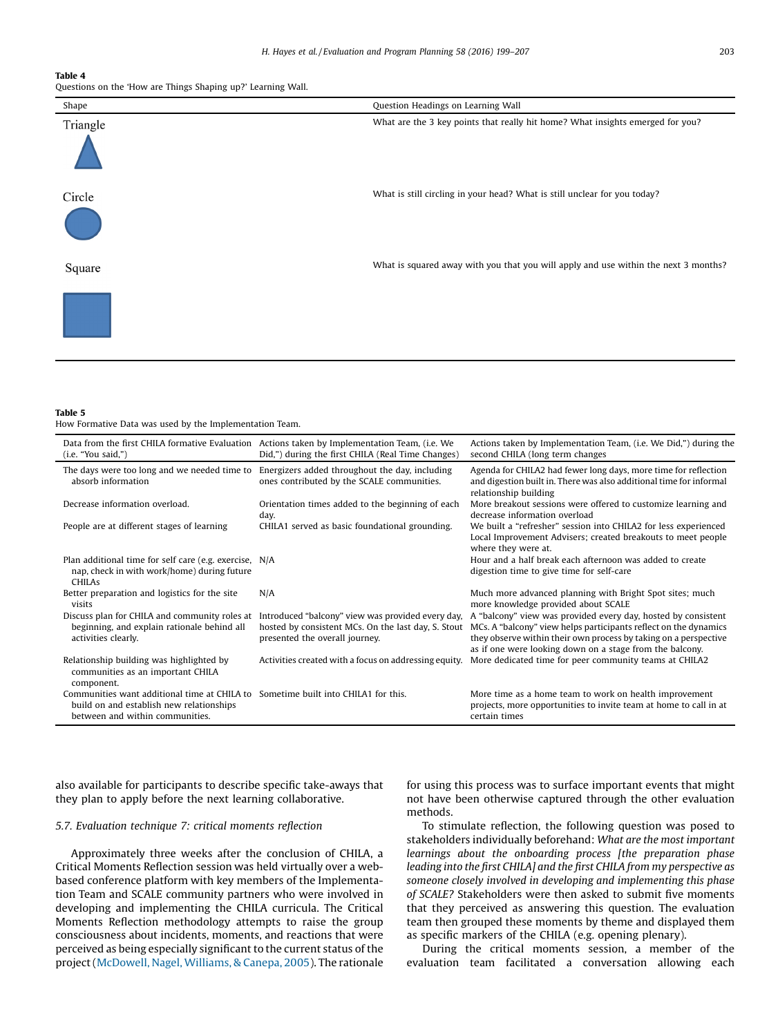**Table 4**
Questions on the 'How are Things Shaping up?' Learning Wall.

| Shape | Question Headings on Learning Wall |
|---|---|
| Triangle | What are the 3 key points that really hit home? What insights emerged for you? |
| Circle | What is still circling in your head? What is still unclear for you today? |
| Square | What is squared away with you that you will apply and use within the next 3 months? |

**Table 5**
How Formative Data was used by the Implementation Team.

| Data from the first CHILA formative Evaluation (i.e. "You said,") | Actions taken by Implementation Team, (i.e. We Did,") during the first CHILA (Real Time Changes) | Actions taken by Implementation Team, (i.e. We Did,") during the second CHILA (long term changes) |
|---|---|---|
| The days were too long and we needed time to absorb information | Energizers added throughout the day, including ones contributed by the SCALE communities. | Agenda for CHILA2 had fewer long days, more time for reflection and digestion built in. There was also additional time for informal relationship building |
| Decrease information overload. | Orientation times added to the beginning of each day. | More breakout sessions were offered to customize learning and decrease information overload |
| People are at different stages of learning | CHILA1 served as basic foundational grounding. | We built a "refresher" session into CHILA2 for less experienced Local Improvement Advisers; created breakouts to meet people where they were at. |
| Plan additional time for self care (e.g. exercise, nap, check in with work/home) during future CHILAs | N/A | Hour and a half break each afternoon was added to create digestion time to give time for self-care |
| Better preparation and logistics for the site visits | N/A | Much more advanced planning with Bright Spot sites; much more knowledge provided about SCALE |
| Discuss plan for CHILA and community roles at beginning, and explain rationale behind all activities clearly. | Introduced "balcony" view was provided every day, hosted by consistent MCs. On the last day, S. Stout presented the overall journey. | A "balcony" view was provided every day, hosted by consistent MCs. A "balcony" view helps participants reflect on the dynamics they observe within their own process by taking on a perspective as if one were looking down on a stage from the balcony. |
| Relationship building was highlighted by communities as an important CHILA component. | Activities created with a focus on addressing equity. | More dedicated time for peer community teams at CHILA2 |
| Communities want additional time at CHILA to build on and establish new relationships between and within communities. | Sometime built into CHILA1 for this. | More time as a home team to work on health improvement projects, more opportunities to invite team at home to call in at certain times |

also available for participants to describe specific take-aways that they plan to apply before the next learning collaborative.

### 5.7. Evaluation technique 7: critical moments reflection

Approximately three weeks after the conclusion of CHILA, a Critical Moments Reflection session was held virtually over a web-based conference platform with key members of the Implementation Team and SCALE community partners who were involved in developing and implementing the CHILA curricula. The Critical Moments Reflection methodology attempts to raise the group consciousness about incidents, moments, and reactions that were perceived as being especially significant to the current status of the project (McDowell, Nagel, Williams, & Canepa, 2005). The rationale for using this process was to surface important events that might not have been otherwise captured through the other evaluation methods.

To stimulate reflection, the following question was posed to stakeholders individually beforehand: *What are the most important learnings about the onboarding process [the preparation phase leading into the first CHILA] and the first CHILA from my perspective as someone closely involved in developing and implementing this phase of SCALE?* Stakeholders were then asked to submit five moments that they perceived as answering this question. The evaluation team then grouped these moments by theme and displayed them as specific markers of the CHILA (e.g. opening plenary).

During the critical moments session, a member of the evaluation team facilitated a conversation allowing each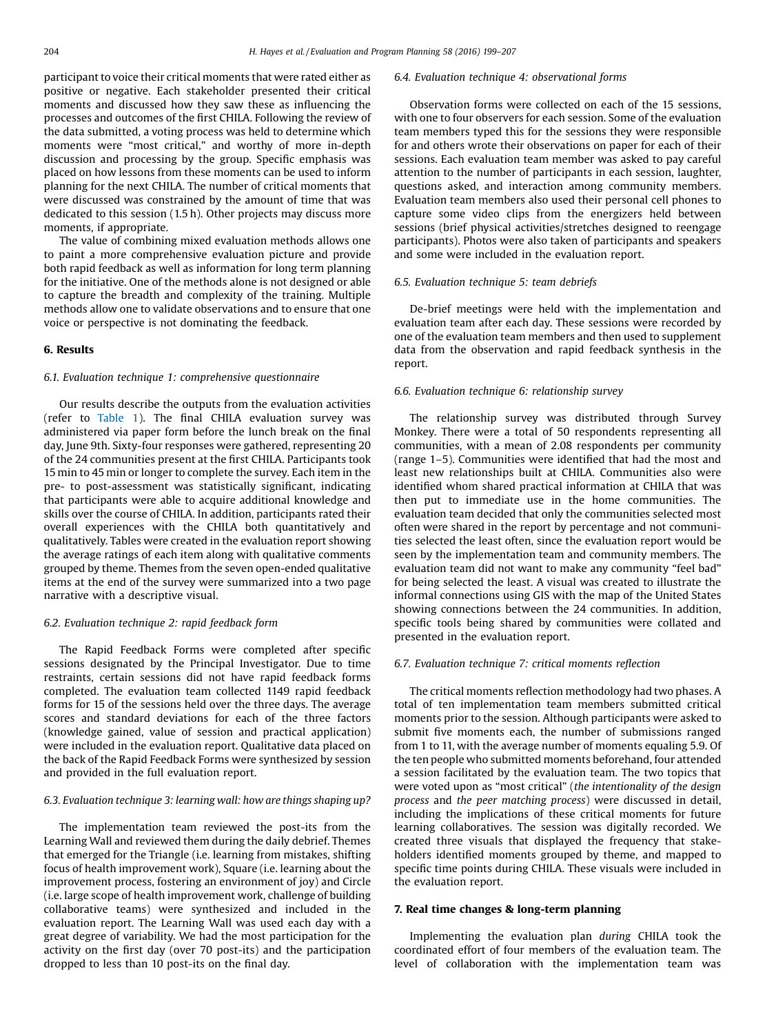participant to voice their critical moments that were rated either as positive or negative. Each stakeholder presented their critical moments and discussed how they saw these as influencing the processes and outcomes of the first CHILA. Following the review of the data submitted, a voting process was held to determine which moments were "most critical," and worthy of more in-depth discussion and processing by the group. Specific emphasis was placed on how lessons from these moments can be used to inform planning for the next CHILA. The number of critical moments that were discussed was constrained by the amount of time that was dedicated to this session (1.5 h). Other projects may discuss more moments, if appropriate.

The value of combining mixed evaluation methods allows one to paint a more comprehensive evaluation picture and provide both rapid feedback as well as information for long term planning for the initiative. One of the methods alone is not designed or able to capture the breadth and complexity of the training. Multiple methods allow one to validate observations and to ensure that one voice or perspective is not dominating the feedback.

## 6. Results

### 6.1. Evaluation technique 1: comprehensive questionnaire

Our results describe the outputs from the evaluation activities (refer to Table 1). The final CHILA evaluation survey was administered via paper form before the lunch break on the final day, June 9th. Sixty-four responses were gathered, representing 20 of the 24 communities present at the first CHILA. Participants took 15 min to 45 min or longer to complete the survey. Each item in the pre- to post-assessment was statistically significant, indicating that participants were able to acquire additional knowledge and skills over the course of CHILA. In addition, participants rated their overall experiences with the CHILA both quantitatively and qualitatively. Tables were created in the evaluation report showing the average ratings of each item along with qualitative comments grouped by theme. Themes from the seven open-ended qualitative items at the end of the survey were summarized into a two page narrative with a descriptive visual.

### 6.2. Evaluation technique 2: rapid feedback form

The Rapid Feedback Forms were completed after specific sessions designated by the Principal Investigator. Due to time restraints, certain sessions did not have rapid feedback forms completed. The evaluation team collected 1149 rapid feedback forms for 15 of the sessions held over the three days. The average scores and standard deviations for each of the three factors (knowledge gained, value of session and practical application) were included in the evaluation report. Qualitative data placed on the back of the Rapid Feedback Forms were synthesized by session and provided in the full evaluation report.

### 6.3. Evaluation technique 3: learning wall: how are things shaping up?

The implementation team reviewed the post-its from the Learning Wall and reviewed them during the daily debrief. Themes that emerged for the Triangle (i.e. learning from mistakes, shifting focus of health improvement work), Square (i.e. learning about the improvement process, fostering an environment of joy) and Circle (i.e. large scope of health improvement work, challenge of building collaborative teams) were synthesized and included in the evaluation report. The Learning Wall was used each day with a great degree of variability. We had the most participation for the activity on the first day (over 70 post-its) and the participation dropped to less than 10 post-its on the final day.

### 6.4. Evaluation technique 4: observational forms

Observation forms were collected on each of the 15 sessions, with one to four observers for each session. Some of the evaluation team members typed this for the sessions they were responsible for and others wrote their observations on paper for each of their sessions. Each evaluation team member was asked to pay careful attention to the number of participants in each session, laughter, questions asked, and interaction among community members. Evaluation team members also used their personal cell phones to capture some video clips from the energizers held between sessions (brief physical activities/stretches designed to reengage participants). Photos were also taken of participants and speakers and some were included in the evaluation report.

### 6.5. Evaluation technique 5: team debriefs

De-brief meetings were held with the implementation and evaluation team after each day. These sessions were recorded by one of the evaluation team members and then used to supplement data from the observation and rapid feedback synthesis in the report.

### 6.6. Evaluation technique 6: relationship survey

The relationship survey was distributed through Survey Monkey. There were a total of 50 respondents representing all communities, with a mean of 2.08 respondents per community (range 1–5). Communities were identified that had the most and least new relationships built at CHILA. Communities also were identified whom shared practical information at CHILA that was then put to immediate use in the home communities. The evaluation team decided that only the communities selected most often were shared in the report by percentage and not communities selected the least often, since the evaluation report would be seen by the implementation team and community members. The evaluation team did not want to make any community "feel bad" for being selected the least. A visual was created to illustrate the informal connections using GIS with the map of the United States showing connections between the 24 communities. In addition, specific tools being shared by communities were collated and presented in the evaluation report.

### 6.7. Evaluation technique 7: critical moments reflection

The critical moments reflection methodology had two phases. A total of ten implementation team members submitted critical moments prior to the session. Although participants were asked to submit five moments each, the number of submissions ranged from 1 to 11, with the average number of moments equaling 5.9. Of the ten people who submitted moments beforehand, four attended a session facilitated by the evaluation team. The two topics that were voted upon as "most critical" (*the intentionality of the design process* and *the peer matching process*) were discussed in detail, including the implications of these critical moments for future learning collaboratives. The session was digitally recorded. We created three visuals that displayed the frequency that stakeholders identified moments grouped by theme, and mapped to specific time points during CHILA. These visuals were included in the evaluation report.

## 7. Real time changes & long-term planning

Implementing the evaluation plan *during* CHILA took the coordinated effort of four members of the evaluation team. The level of collaboration with the implementation team was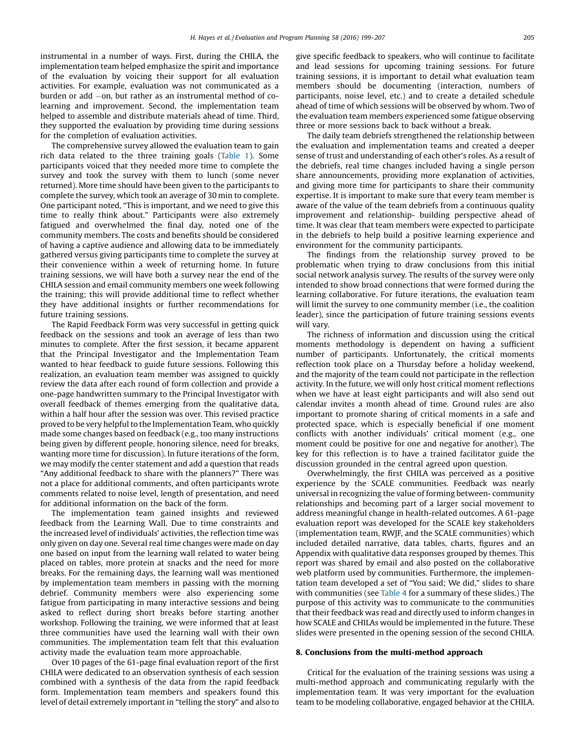instrumental in a number of ways. First, during the CHILA, the implementation team helped emphasize the spirit and importance of the evaluation by voicing their support for all evaluation activities. For example, evaluation was not communicated as a burden or add –on, but rather as an instrumental method of co-learning and improvement. Second, the implementation team helped to assemble and distribute materials ahead of time. Third, they supported the evaluation by providing time during sessions for the completion of evaluation activities.

The comprehensive survey allowed the evaluation team to gain rich data related to the three training goals (Table 1). Some participants voiced that they needed more time to complete the survey and took the survey with them to lunch (some never returned). More time should have been given to the participants to complete the survey, which took an average of 30 min to complete. One participant noted, "This is important, and we need to give this time to really think about." Participants were also extremely fatigued and overwhelmed the final day, noted one of the community members. The costs and benefits should be considered of having a captive audience and allowing data to be immediately gathered versus giving participants time to complete the survey at their convenience within a week of returning home. In future training sessions, we will have both a survey near the end of the CHILA session and email community members one week following the training; this will provide additional time to reflect whether they have additional insights or further recommendations for future training sessions.

The Rapid Feedback Form was very successful in getting quick feedback on the sessions and took an average of less than two minutes to complete. After the first session, it became apparent that the Principal Investigator and the Implementation Team wanted to hear feedback to guide future sessions. Following this realization, an evaluation team member was assigned to quickly review the data after each round of form collection and provide a one-page handwritten summary to the Principal Investigator with overall feedback of themes emerging from the qualitative data, within a half hour after the session was over. This revised practice proved to be very helpful to the Implementation Team, who quickly made some changes based on feedback (e.g., too many instructions being given by different people, honoring silence, need for breaks, wanting more time for discussion). In future iterations of the form, we may modify the center statement and add a question that reads "Any additional feedback to share with the planners?" There was not a place for additional comments, and often participants wrote comments related to noise level, length of presentation, and need for additional information on the back of the form.

The implementation team gained insights and reviewed feedback from the Learning Wall. Due to time constraints and the increased level of individuals' activities, the reflection time was only given on day one. Several real time changes were made on day one based on input from the learning wall related to water being placed on tables, more protein at snacks and the need for more breaks. For the remaining days, the learning wall was mentioned by implementation team members in passing with the morning debrief. Community members were also experiencing some fatigue from participating in many interactive sessions and being asked to reflect during short breaks before starting another workshop. Following the training, we were informed that at least three communities have used the learning wall with their own communities. The implementation team felt that this evaluation activity made the evaluation team more approachable.

Over 10 pages of the 61-page final evaluation report of the first CHILA were dedicated to an observation synthesis of each session combined with a synthesis of the data from the rapid feedback form. Implementation team members and speakers found this level of detail extremely important in "telling the story" and also to give specific feedback to speakers, who will continue to facilitate and lead sessions for upcoming training sessions. For future training sessions, it is important to detail what evaluation team members should be documenting (interaction, numbers of participants, noise level, etc.) and to create a detailed schedule ahead of time of which sessions will be observed by whom. Two of the evaluation team members experienced some fatigue observing three or more sessions back to back without a break.

The daily team debriefs strengthened the relationship between the evaluation and implementation teams and created a deeper sense of trust and understanding of each other's roles. As a result of the debriefs, real time changes included having a single person share announcements, providing more explanation of activities, and giving more time for participants to share their community expertise. It is important to make sure that every team member is aware of the value of the team debriefs from a continuous quality improvement and relationship- building perspective ahead of time. It was clear that team members were expected to participate in the debriefs to help build a positive learning experience and environment for the community participants.

The findings from the relationship survey proved to be problematic when trying to draw conclusions from this initial social network analysis survey. The results of the survey were only intended to show broad connections that were formed during the learning collaborative. For future iterations, the evaluation team will limit the survey to one community member (i.e., the coalition leader), since the participation of future training sessions events will vary.

The richness of information and discussion using the critical moments methodology is dependent on having a sufficient number of participants. Unfortunately, the critical moments reflection took place on a Thursday before a holiday weekend, and the majority of the team could not participate in the reflection activity. In the future, we will only host critical moment reflections when we have at least eight participants and will also send out calendar invites a month ahead of time. Ground rules are also important to promote sharing of critical moments in a safe and protected space, which is especially beneficial if one moment conflicts with another individuals' critical moment (e.g., one moment could be positive for one and negative for another). The key for this reflection is to have a trained facilitator guide the discussion grounded in the central agreed upon question.

Overwhelmingly, the first CHILA was perceived as a positive experience by the SCALE communities. Feedback was nearly universal in recognizing the value of forming between- community relationships and becoming part of a larger social movement to address meaningful change in health-related outcomes. A 61-page evaluation report was developed for the SCALE key stakeholders (implementation team, RWJF, and the SCALE communities) which included detailed narrative, data tables, charts, figures and an Appendix with qualitative data responses grouped by themes. This report was shared by email and also posted on the collaborative web platform used by communities. Furthermore, the implementation team developed a set of "You said; We did," slides to share with communities (see Table 4 for a summary of these slides.) The purpose of this activity was to communicate to the communities that their feedback was read and directly used to inform changes in how SCALE and CHILAs would be implemented in the future. These slides were presented in the opening session of the second CHILA.

## 8. Conclusions from the multi-method approach

Critical for the evaluation of the training sessions was using a multi-method approach and communicating regularly with the implementation team. It was very important for the evaluation team to be modeling collaborative, engaged behavior at the CHILA.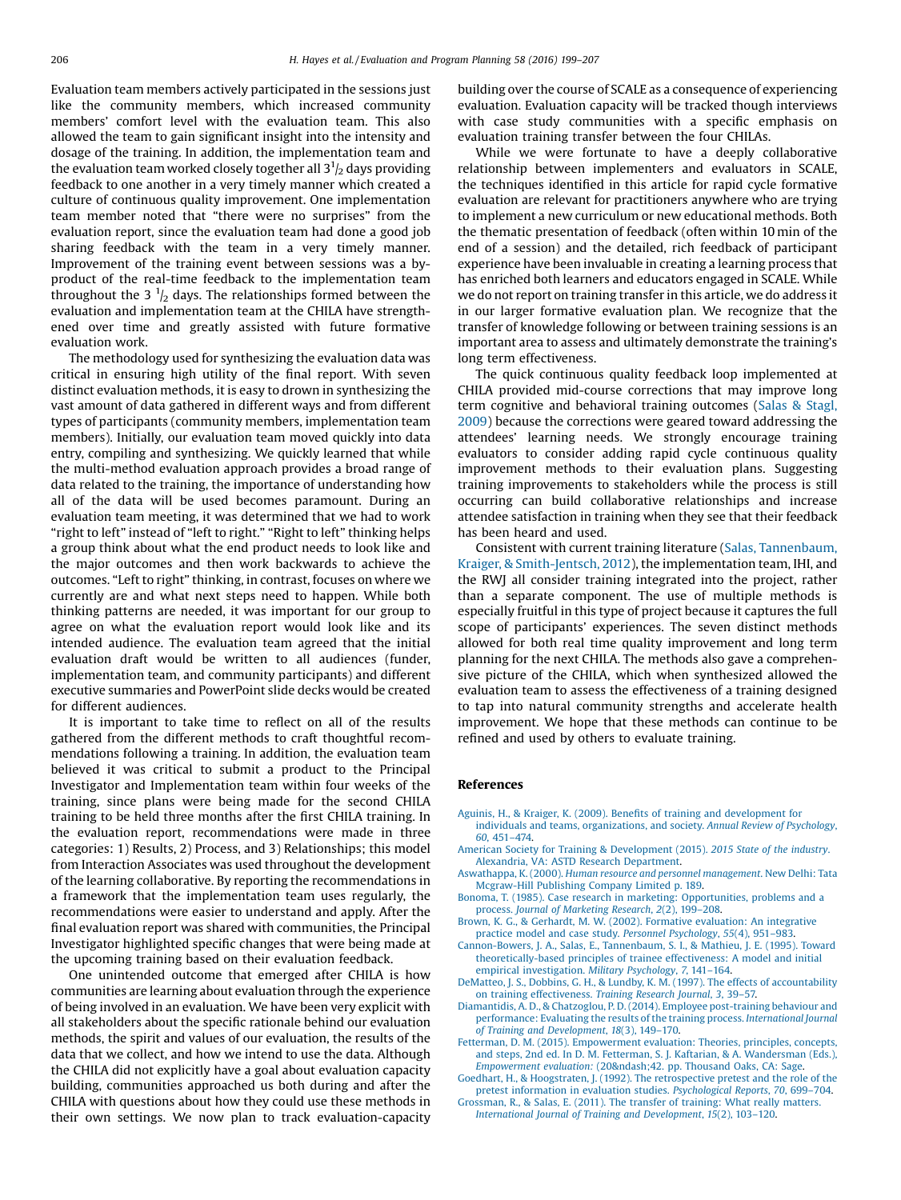Evaluation team members actively participated in the sessions just like the community members, which increased community members' comfort level with the evaluation team. This also allowed the team to gain significant insight into the intensity and dosage of the training. In addition, the implementation team and the evaluation team worked closely together all 3½ days providing feedback to one another in a very timely manner which created a culture of continuous quality improvement. One implementation team member noted that "there were no surprises" from the evaluation report, since the evaluation team had done a good job sharing feedback with the team in a very timely manner. Improvement of the training event between sessions was a by-product of the real-time feedback to the implementation team throughout the 3 ½ days. The relationships formed between the evaluation and implementation team at the CHILA have strengthened over time and greatly assisted with future formative evaluation work.

The methodology used for synthesizing the evaluation data was critical in ensuring high utility of the final report. With seven distinct evaluation methods, it is easy to drown in synthesizing the vast amount of data gathered in different ways and from different types of participants (community members, implementation team members). Initially, our evaluation team moved quickly into data entry, compiling and synthesizing. We quickly learned that while the multi-method evaluation approach provides a broad range of data related to the training, the importance of understanding how all of the data will be used becomes paramount. During an evaluation team meeting, it was determined that we had to work "right to left" instead of "left to right." "Right to left" thinking helps a group think about what the end product needs to look like and the major outcomes and then work backwards to achieve the outcomes. "Left to right" thinking, in contrast, focuses on where we currently are and what next steps need to happen. While both thinking patterns are needed, it was important for our group to agree on what the evaluation report would look like and its intended audience. The evaluation team agreed that the initial evaluation draft would be written to all audiences (funder, implementation team, and community participants) and different executive summaries and PowerPoint slide decks would be created for different audiences.

It is important to take time to reflect on all of the results gathered from the different methods to craft thoughtful recommendations following a training. In addition, the evaluation team believed it was critical to submit a product to the Principal Investigator and Implementation team within four weeks of the training, since plans were being made for the second CHILA training to be held three months after the first CHILA training. In the evaluation report, recommendations were made in three categories: 1) Results, 2) Process, and 3) Relationships; this model from Interaction Associates was used throughout the development of the learning collaborative. By reporting the recommendations in a framework that the implementation team uses regularly, the recommendations were easier to understand and apply. After the final evaluation report was shared with communities, the Principal Investigator highlighted specific changes that were being made at the upcoming training based on their evaluation feedback.

One unintended outcome that emerged after CHILA is how communities are learning about evaluation through the experience of being involved in an evaluation. We have been very explicit with all stakeholders about the specific rationale behind our evaluation methods, the spirit and values of our evaluation, the results of the data that we collect, and how we intend to use the data. Although the CHILA did not explicitly have a goal about evaluation capacity building, communities approached us both during and after the CHILA with questions about how they could use these methods in their own settings. We now plan to track evaluation-capacity building over the course of SCALE as a consequence of experiencing evaluation. Evaluation capacity will be tracked though interviews with case study communities with a specific emphasis on evaluation training transfer between the four CHILAs.

While we were fortunate to have a deeply collaborative relationship between implementers and evaluators in SCALE, the techniques identified in this article for rapid cycle formative evaluation are relevant for practitioners anywhere who are trying to implement a new curriculum or new educational methods. Both the thematic presentation of feedback (often within 10 min of the end of a session) and the detailed, rich feedback of participant experience have been invaluable in creating a learning process that has enriched both learners and educators engaged in SCALE. While we do not report on training transfer in this article, we do address it in our larger formative evaluation plan. We recognize that the transfer of knowledge following or between training sessions is an important area to assess and ultimately demonstrate the training's long term effectiveness.

The quick continuous quality feedback loop implemented at CHILA provided mid-course corrections that may improve long term cognitive and behavioral training outcomes (Salas & Stagl, 2009) because the corrections were geared toward addressing the attendees' learning needs. We strongly encourage training evaluators to consider adding rapid cycle continuous quality improvement methods to their evaluation plans. Suggesting training improvements to stakeholders while the process is still occurring can build collaborative relationships and increase attendee satisfaction in training when they see that their feedback has been heard and used.

Consistent with current training literature (Salas, Tannenbaum, Kraiger, & Smith-Jentsch, 2012), the implementation team, IHI, and the RWJ all consider training integrated into the project, rather than a separate component. The use of multiple methods is especially fruitful in this type of project because it captures the full scope of participants' experiences. The seven distinct methods allowed for both real time quality improvement and long term planning for the next CHILA. The methods also gave a comprehensive picture of the CHILA, which when synthesized allowed the evaluation team to assess the effectiveness of a training designed to tap into natural community strengths and accelerate health improvement. We hope that these methods can continue to be refined and used by others to evaluate training.

## References

Aguinis, H., & Kraiger, K. (2009). Benefits of training and development for individuals and teams, organizations, and society. *Annual Review of Psychology*, *60*, 451–474.

American Society for Training & Development (2015). *2015 State of the industry*. Alexandria, VA: ASTD Research Department.

Aswathappa, K. (2000). *Human resource and personnel management*. New Delhi: Tata Mcgraw-Hill Publishing Company Limited p. 189.

Bonoma, T. (1985). Case research in marketing: Opportunities, problems and a process. *Journal of Marketing Research*, *2*(2), 199–208.

Brown, K. G., & Gerhardt, M. W. (2002). Formative evaluation: An integrative practice model and case study. *Personnel Psychology*, *55*(4), 951–983.

Cannon-Bowers, J. A., Salas, E., Tannenbaum, S. I., & Mathieu, J. E. (1995). Toward theoretically-based principles of trainee effectiveness: A model and initial empirical investigation. *Military Psychology*, *7*, 141–164.

DeMatteo, J. S., Dobbins, G. H., & Lundby, K. M. (1997). The effects of accountability on training effectiveness. *Training Research Journal*, *3*, 39–57.

Diamantidis, A. D., & Chatzoglou, P. D. (2014). Employee post-training behaviour and performance: Evaluating the results of the training process. *International Journal of Training and Development*, *18*(3), 149–170.

Fetterman, D. M. (2015). Empowerment evaluation: Theories, principles, concepts, and steps, 2nd ed. In D. M. Fetterman, S. J. Kaftarian, & A. Wandersman (Eds.), *Empowerment evaluation:* (20&ndash;42. pp. Thousand Oaks, CA: Sage.

Goedhart, H., & Hoogstraten, J. (1992). The retrospective pretest and the role of the pretest information in evaluation studies. *Psychological Reports*, *70*, 699–704.

Grossman, R., & Salas, E. (2011). The transfer of training: What really matters. *International Journal of Training and Development*, *15*(2), 103–120.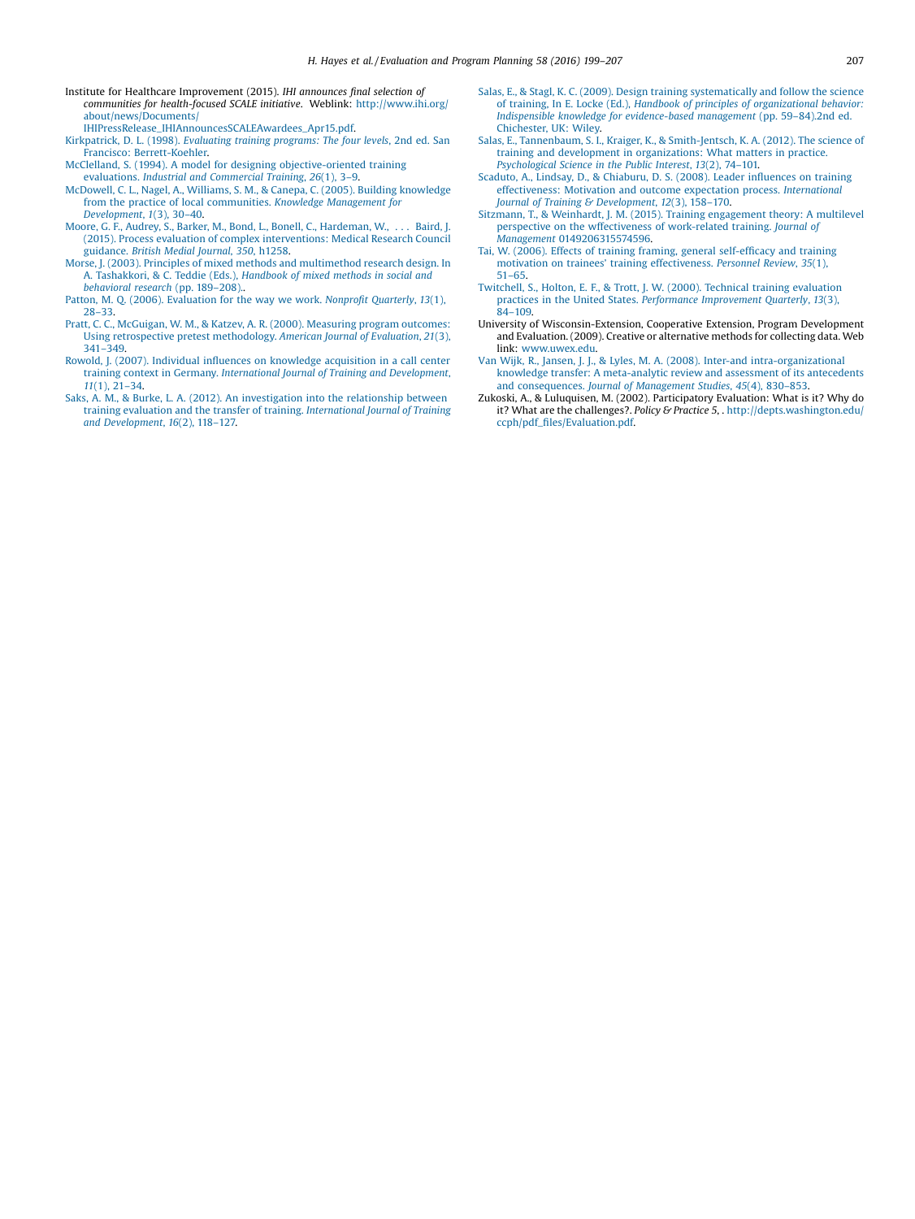Institute for Healthcare Improvement (2015). *IHI announces final selection of communities for health-focused SCALE initiative*. Weblink: http://www.ihi.org/about/news/Documents/IHIPressRelease_IHIAnnouncesSCALEAwardees_Apr15.pdf.

Kirkpatrick, D. L. (1998). *Evaluating training programs: The four levels*, 2nd ed. San Francisco: Berrett-Koehler.

McClelland, S. (1994). A model for designing objective-oriented training evaluations. *Industrial and Commercial Training*, *26*(1), 3–9.

McDowell, C. L., Nagel, A., Williams, S. M., & Canepa, C. (2005). Building knowledge from the practice of local communities. *Knowledge Management for Development*, *1*(3), 30–40.

Moore, G. F., Audrey, S., Barker, M., Bond, L., Bonell, C., Hardeman, W., . . . Baird, J. (2015). Process evaluation of complex interventions: Medical Research Council guidance. *British Medial Journal*, *350*, h1258.

Morse, J. (2003). Principles of mixed methods and multimethod research design. In A. Tashakkori, & C. Teddie (Eds.), *Handbook of mixed methods in social and behavioral research* (pp. 189–208)..

Patton, M. Q. (2006). Evaluation for the way we work. *Nonprofit Quarterly*, *13*(1), 28–33.

Pratt, C. C., McGuigan, W. M., & Katzev, A. R. (2000). Measuring program outcomes: Using retrospective pretest methodology. *American Journal of Evaluation*, *21*(3), 341–349.

Rowold, J. (2007). Individual influences on knowledge acquisition in a call center training context in Germany. *International Journal of Training and Development*, *11*(1), 21–34.

Saks, A. M., & Burke, L. A. (2012). An investigation into the relationship between training evaluation and the transfer of training. *International Journal of Training and Development*, *16*(2), 118–127.

Salas, E., & Stagl, K. C. (2009). Design training systematically and follow the science of training, In E. Locke (Ed.), *Handbook of principles of organizational behavior: Indispensible knowledge for evidence-based management* (pp. 59–84).2nd ed. Chichester, UK: Wiley.

Salas, E., Tannenbaum, S. I., Kraiger, K., & Smith-Jentsch, K. A. (2012). The science of training and development in organizations: What matters in practice. *Psychological Science in the Public Interest*, *13*(2), 74–101.

Scaduto, A., Lindsay, D., & Chiaburu, D. S. (2008). Leader influences on training effectiveness: Motivation and outcome expectation process. *International Journal of Training & Development*, *12*(3), 158–170.

Sitzmann, T., & Weinhardt, J. M. (2015). Training engagement theory: A multilevel perspective on the wffectiveness of work-related training. *Journal of Management* 0149206315574596.

Tai, W. (2006). Effects of training framing, general self-efficacy and training motivation on trainees' training effectiveness. *Personnel Review*, *35*(1), 51–65.

Twitchell, S., Holton, E. F., & Trott, J. W. (2000). Technical training evaluation practices in the United States. *Performance Improvement Quarterly*, *13*(3), 84–109.

University of Wisconsin-Extension, Cooperative Extension, Program Development and Evaluation. (2009). Creative or alternative methods for collecting data. Web link: www.uwex.edu.

Van Wijk, R., Jansen, J. J., & Lyles, M. A. (2008). Inter-and intra-organizational knowledge transfer: A meta-analytic review and assessment of its antecedents and consequences. *Journal of Management Studies*, *45*(4), 830–853.

Zukoski, A., & Luluquisen, M. (2002). Participatory Evaluation: What is it? Why do it? What are the challenges?. *Policy & Practice 5*, . http://depts.washington.edu/ccph/pdf_files/Evaluation.pdf.